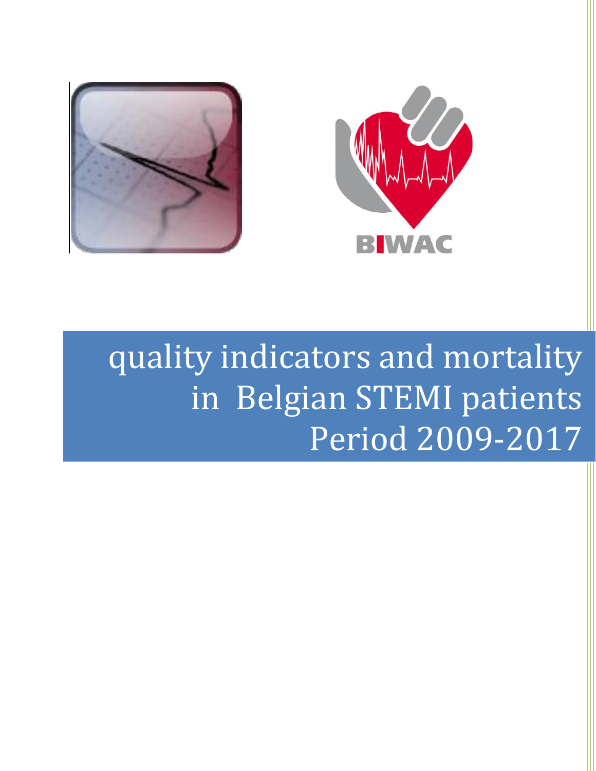BIWAC

# quality indicators and mortality in Belgian STEMI patients Period 2009-2017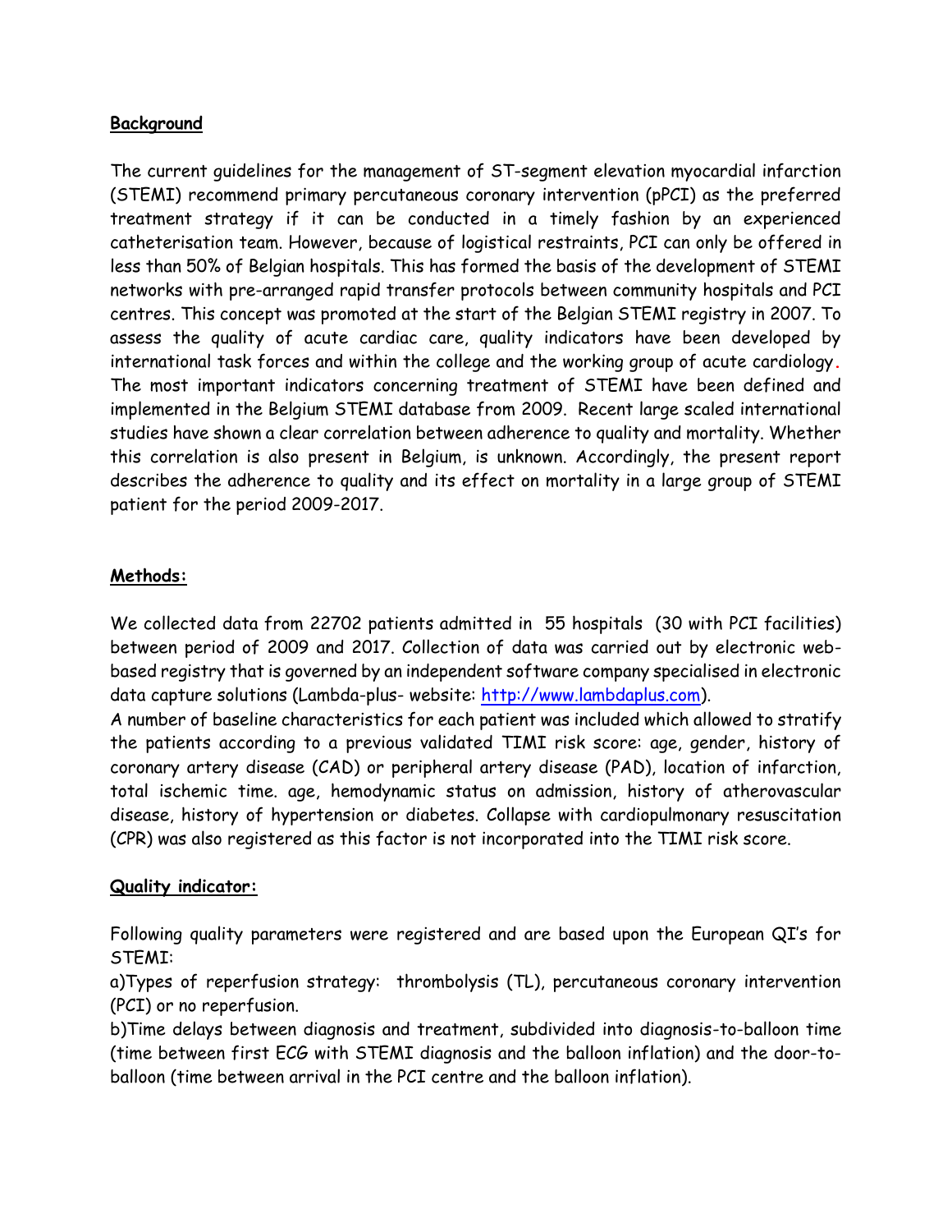**Background**

The current guidelines for the management of ST-segment elevation myocardial infarction (STEMI) recommend primary percutaneous coronary intervention (pPCI) as the preferred treatment strategy if it can be conducted in a timely fashion by an experienced catheterisation team. However, because of logistical restraints, PCI can only be offered in less than 50% of Belgian hospitals. This has formed the basis of the development of STEMI networks with pre-arranged rapid transfer protocols between community hospitals and PCI centres. This concept was promoted at the start of the Belgian STEMI registry in 2007. To assess the quality of acute cardiac care, quality indicators have been developed by international task forces and within the college and the working group of acute cardiology. The most important indicators concerning treatment of STEMI have been defined and implemented in the Belgium STEMI database from 2009. Recent large scaled international studies have shown a clear correlation between adherence to quality and mortality. Whether this correlation is also present in Belgium, is unknown. Accordingly, the present report describes the adherence to quality and its effect on mortality in a large group of STEMI patient for the period 2009-2017.

**Methods:**

We collected data from 22702 patients admitted in 55 hospitals (30 with PCI facilities) between period of 2009 and 2017. Collection of data was carried out by electronic web-based registry that is governed by an independent software company specialised in electronic data capture solutions (Lambda-plus- website: http://www.lambdaplus.com).

A number of baseline characteristics for each patient was included which allowed to stratify the patients according to a previous validated TIMI risk score: age, gender, history of coronary artery disease (CAD) or peripheral artery disease (PAD), location of infarction, total ischemic time. age, hemodynamic status on admission, history of atherovascular disease, history of hypertension or diabetes. Collapse with cardiopulmonary resuscitation (CPR) was also registered as this factor is not incorporated into the TIMI risk score.

**Quality indicator:**

Following quality parameters were registered and are based upon the European QI's for STEMI:

a)Types of reperfusion strategy: thrombolysis (TL), percutaneous coronary intervention (PCI) or no reperfusion.

b)Time delays between diagnosis and treatment, subdivided into diagnosis-to-balloon time (time between first ECG with STEMI diagnosis and the balloon inflation) and the door-to-balloon (time between arrival in the PCI centre and the balloon inflation).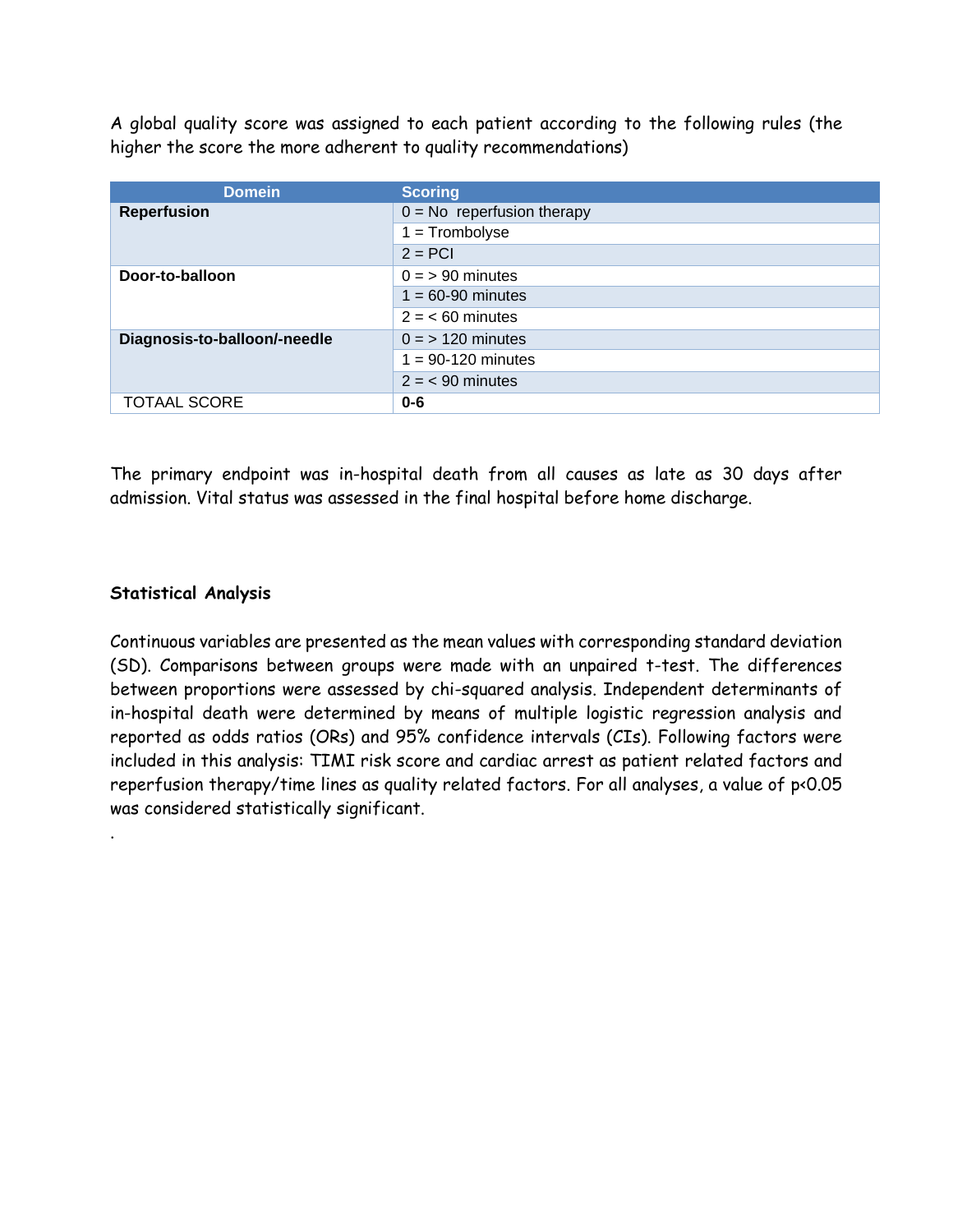A global quality score was assigned to each patient according to the following rules (the higher the score the more adherent to quality recommendations)

| Domein | Scoring |
|---|---|
| **Reperfusion** | 0 = No reperfusion therapy |
| | 1 = Trombolyse |
| | 2 = PCI |
| **Door-to-balloon** | 0 = > 90 minutes |
| | 1 = 60-90 minutes |
| | 2 = < 60 minutes |
| **Diagnosis-to-balloon/-needle** | 0 = > 120 minutes |
| | 1 = 90-120 minutes |
| | 2 = < 90 minutes |
| TOTAAL SCORE | **0-6** |

The primary endpoint was in-hospital death from all causes as late as 30 days after admission. Vital status was assessed in the final hospital before home discharge.

**Statistical Analysis**

Continuous variables are presented as the mean values with corresponding standard deviation (SD). Comparisons between groups were made with an unpaired t-test. The differences between proportions were assessed by chi-squared analysis. Independent determinants of in-hospital death were determined by means of multiple logistic regression analysis and reported as odds ratios (ORs) and 95% confidence intervals (CIs). Following factors were included in this analysis: TIMI risk score and cardiac arrest as patient related factors and reperfusion therapy/time lines as quality related factors. For all analyses, a value of $p<0.05$ was considered statistically significant.

.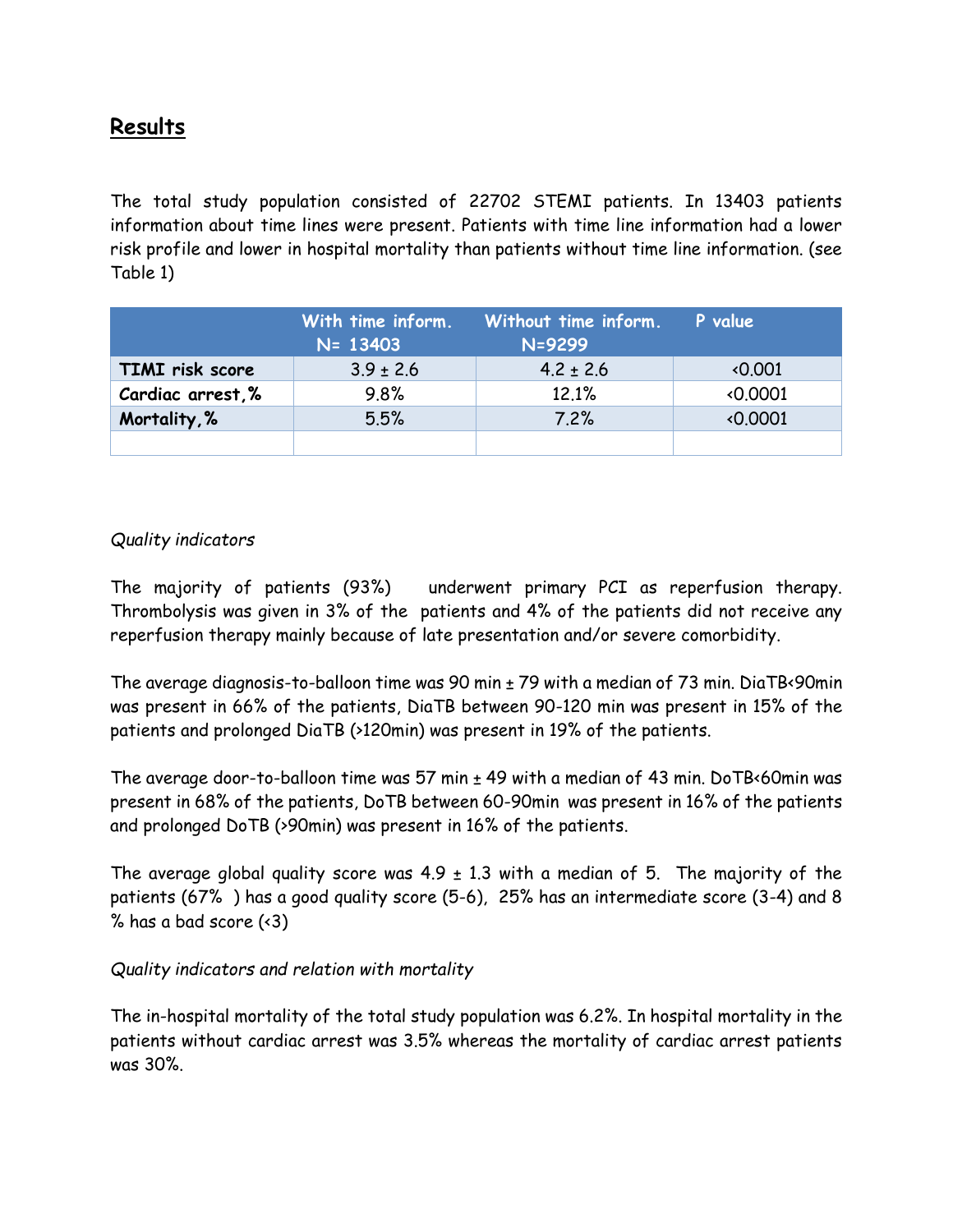## Results

The total study population consisted of 22702 STEMI patients. In 13403 patients information about time lines were present. Patients with time line information had a lower risk profile and lower in hospital mortality than patients without time line information. (see Table 1)

| | With time inform. N= 13403 | Without time inform. N=9299 | P value |
|---|---|---|---|
| **TIMI risk score** | 3.9 ± 2.6 | 4.2 ± 2.6 | <0.001 |
| **Cardiac arrest,%** | 9.8% | 12.1% | <0.0001 |
| **Mortality,%** | 5.5% | 7.2% | <0.0001 |
| | | | |

*Quality indicators*

The majority of patients (93%) underwent primary PCI as reperfusion therapy. Thrombolysis was given in 3% of the patients and 4% of the patients did not receive any reperfusion therapy mainly because of late presentation and/or severe comorbidity.

The average diagnosis-to-balloon time was 90 min ± 79 with a median of 73 min. DiaTB<90min was present in 66% of the patients, DiaTB between 90-120 min was present in 15% of the patients and prolonged DiaTB (>120min) was present in 19% of the patients.

The average door-to-balloon time was 57 min ± 49 with a median of 43 min. DoTB<60min was present in 68% of the patients, DoTB between 60-90min was present in 16% of the patients and prolonged DoTB (>90min) was present in 16% of the patients.

The average global quality score was 4.9 ± 1.3 with a median of 5. The majority of the patients (67% ) has a good quality score (5-6), 25% has an intermediate score (3-4) and 8 % has a bad score (<3)

*Quality indicators and relation with mortality*

The in-hospital mortality of the total study population was 6.2%. In hospital mortality in the patients without cardiac arrest was 3.5% whereas the mortality of cardiac arrest patients was 30%.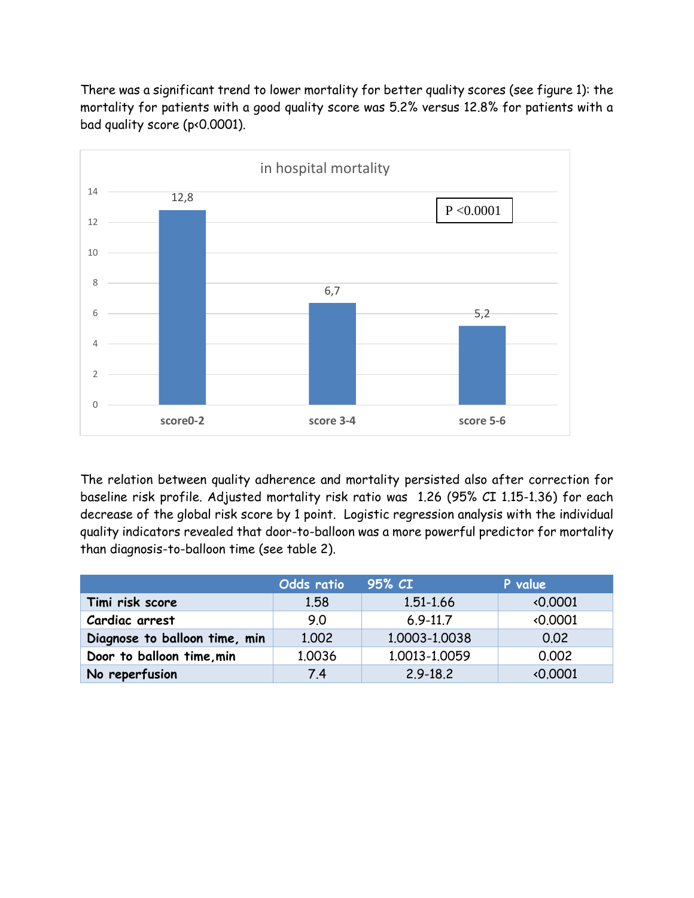There was a significant trend to lower mortality for better quality scores (see figure 1): the mortality for patients with a good quality score was 5.2% versus 12.8% for patients with a bad quality score ($p<0.0001$).

in hospital mortality

| | score0-2 | score 3-4 | score 5-6 |
|---|---|---|---|
| in hospital mortality | 12,8 | 6,7 | 5,2 |

P <0.0001

The relation between quality adherence and mortality persisted also after correction for baseline risk profile. Adjusted mortality risk ratio was 1.26 (95% CI 1.15-1.36) for each decrease of the global risk score by 1 point. Logistic regression analysis with the individual quality indicators revealed that door-to-balloon was a more powerful predictor for mortality than diagnosis-to-balloon time (see table 2).

| | Odds ratio | 95% CI | P value |
|---|---|---|---|
| **Timi risk score** | 1.58 | 1.51-1.66 | <0.0001 |
| **Cardiac arrest** | 9.0 | 6.9-11.7 | <0.0001 |
| **Diagnose to balloon time, min** | 1.002 | 1.0003-1.0038 | 0.02 |
| **Door to balloon time,min** | 1.0036 | 1.0013-1.0059 | 0.002 |
| **No reperfusion** | 7.4 | 2.9-18.2 | <0.0001 |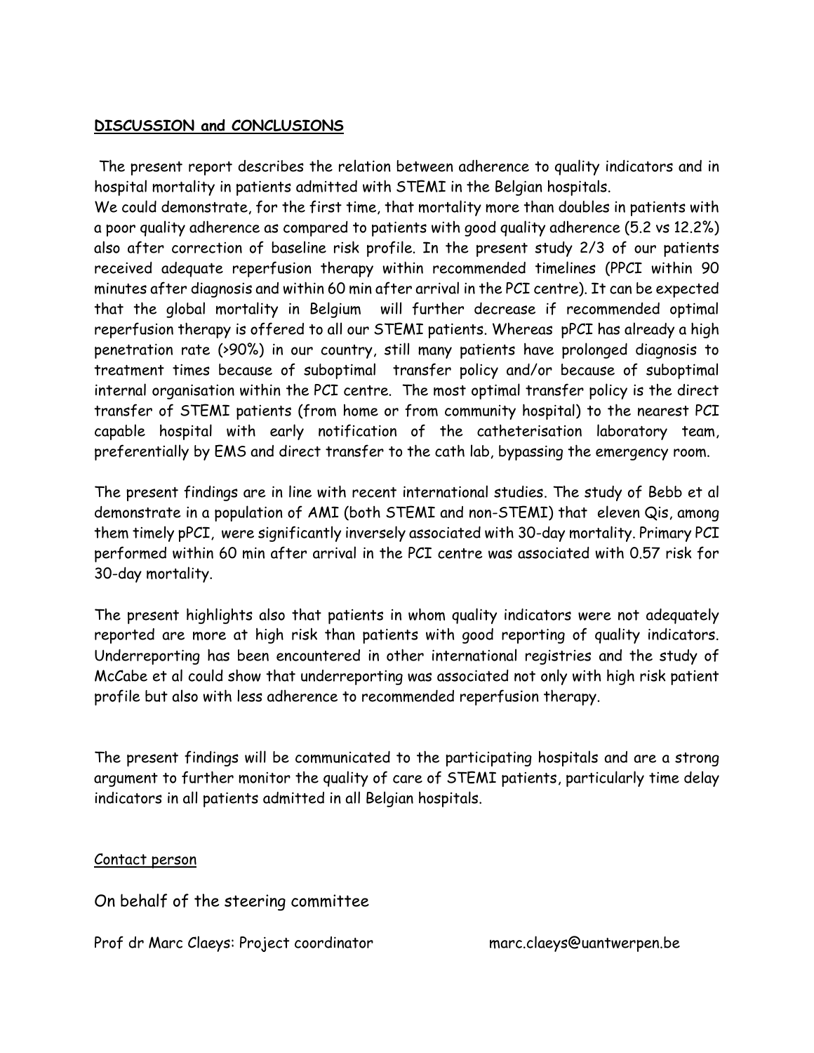## **DISCUSSION and CONCLUSIONS**

The present report describes the relation between adherence to quality indicators and in hospital mortality in patients admitted with STEMI in the Belgian hospitals.

We could demonstrate, for the first time, that mortality more than doubles in patients with a poor quality adherence as compared to patients with good quality adherence (5.2 vs 12.2%) also after correction of baseline risk profile. In the present study 2/3 of our patients received adequate reperfusion therapy within recommended timelines (PPCI within 90 minutes after diagnosis and within 60 min after arrival in the PCI centre). It can be expected that the global mortality in Belgium will further decrease if recommended optimal reperfusion therapy is offered to all our STEMI patients. Whereas pPCI has already a high penetration rate (>90%) in our country, still many patients have prolonged diagnosis to treatment times because of suboptimal transfer policy and/or because of suboptimal internal organisation within the PCI centre. The most optimal transfer policy is the direct transfer of STEMI patients (from home or from community hospital) to the nearest PCI capable hospital with early notification of the catheterisation laboratory team, preferentially by EMS and direct transfer to the cath lab, bypassing the emergency room.

The present findings are in line with recent international studies. The study of Bebb et al demonstrate in a population of AMI (both STEMI and non-STEMI) that eleven Qis, among them timely pPCI, were significantly inversely associated with 30-day mortality. Primary PCI performed within 60 min after arrival in the PCI centre was associated with 0.57 risk for 30-day mortality.

The present highlights also that patients in whom quality indicators were not adequately reported are more at high risk than patients with good reporting of quality indicators. Underreporting has been encountered in other international registries and the study of McCabe et al could show that underreporting was associated not only with high risk patient profile but also with less adherence to recommended reperfusion therapy.

The present findings will be communicated to the participating hospitals and are a strong argument to further monitor the quality of care of STEMI patients, particularly time delay indicators in all patients admitted in all Belgian hospitals.

Contact person

On behalf of the steering committee

Prof dr Marc Claeys: Project coordinator marc.claeys@uantwerpen.be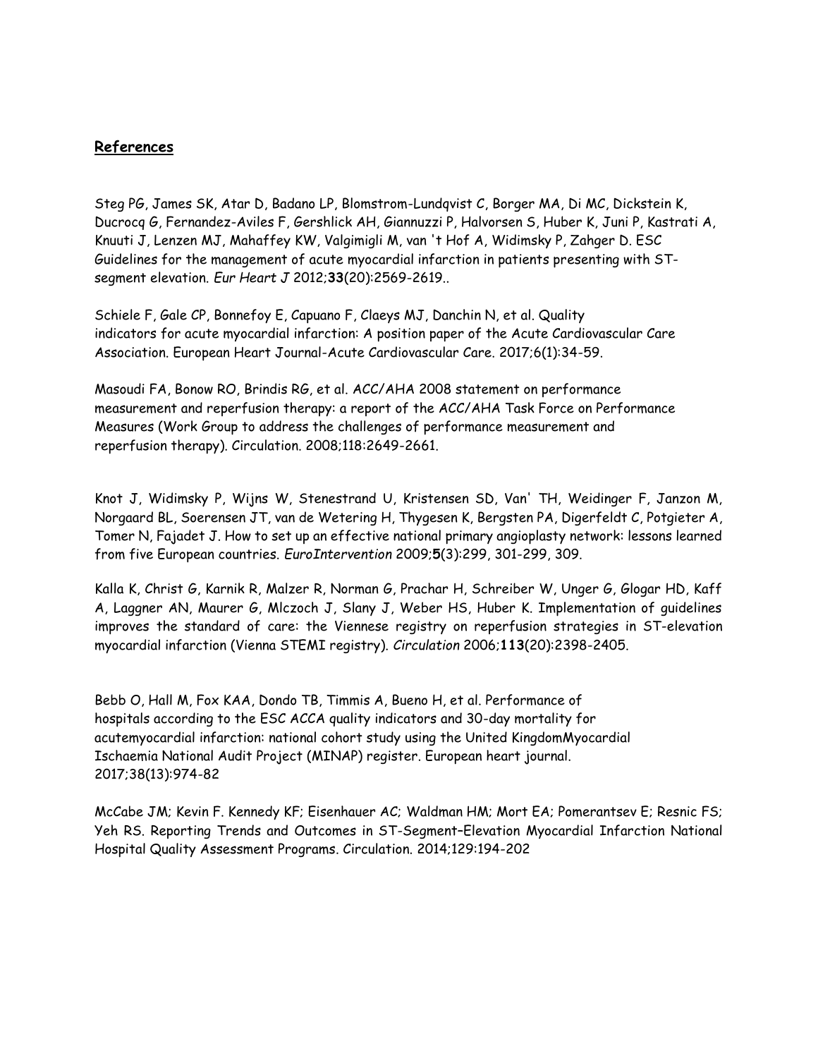## References

Steg PG, James SK, Atar D, Badano LP, Blomstrom-Lundqvist C, Borger MA, Di MC, Dickstein K, Ducrocq G, Fernandez-Aviles F, Gershlick AH, Giannuzzi P, Halvorsen S, Huber K, Juni P, Kastrati A, Knuuti J, Lenzen MJ, Mahaffey KW, Valgimigli M, van 't Hof A, Widimsky P, Zahger D. ESC Guidelines for the management of acute myocardial infarction in patients presenting with ST-segment elevation. *Eur Heart J* 2012;**33**(20):2569-2619..

Schiele F, Gale CP, Bonnefoy E, Capuano F, Claeys MJ, Danchin N, et al. Quality indicators for acute myocardial infarction: A position paper of the Acute Cardiovascular Care Association. European Heart Journal-Acute Cardiovascular Care. 2017;6(1):34-59.

Masoudi FA, Bonow RO, Brindis RG, et al. ACC/AHA 2008 statement on performance measurement and reperfusion therapy: a report of the ACC/AHA Task Force on Performance Measures (Work Group to address the challenges of performance measurement and reperfusion therapy). Circulation. 2008;118:2649-2661.

Knot J, Widimsky P, Wijns W, Stenestrand U, Kristensen SD, Van' TH, Weidinger F, Janzon M, Norgaard BL, Soerensen JT, van de Wetering H, Thygesen K, Bergsten PA, Digerfeldt C, Potgieter A, Tomer N, Fajadet J. How to set up an effective national primary angioplasty network: lessons learned from five European countries. *EuroIntervention* 2009;**5**(3):299, 301-299, 309.

Kalla K, Christ G, Karnik R, Malzer R, Norman G, Prachar H, Schreiber W, Unger G, Glogar HD, Kaff A, Laggner AN, Maurer G, Mlczoch J, Slany J, Weber HS, Huber K. Implementation of guidelines improves the standard of care: the Viennese registry on reperfusion strategies in ST-elevation myocardial infarction (Vienna STEMI registry). *Circulation* 2006;**113**(20):2398-2405.

Bebb O, Hall M, Fox KAA, Dondo TB, Timmis A, Bueno H, et al. Performance of hospitals according to the ESC ACCA quality indicators and 30-day mortality for acutemyocardial infarction: national cohort study using the United KingdomMyocardial Ischaemia National Audit Project (MINAP) register. European heart journal. 2017;38(13):974-82

McCabe JM; Kevin F. Kennedy KF; Eisenhauer AC; Waldman HM; Mort EA; Pomerantsev E; Resnic FS; Yeh RS. Reporting Trends and Outcomes in ST-Segment–Elevation Myocardial Infarction National Hospital Quality Assessment Programs. Circulation. 2014;129:194-202